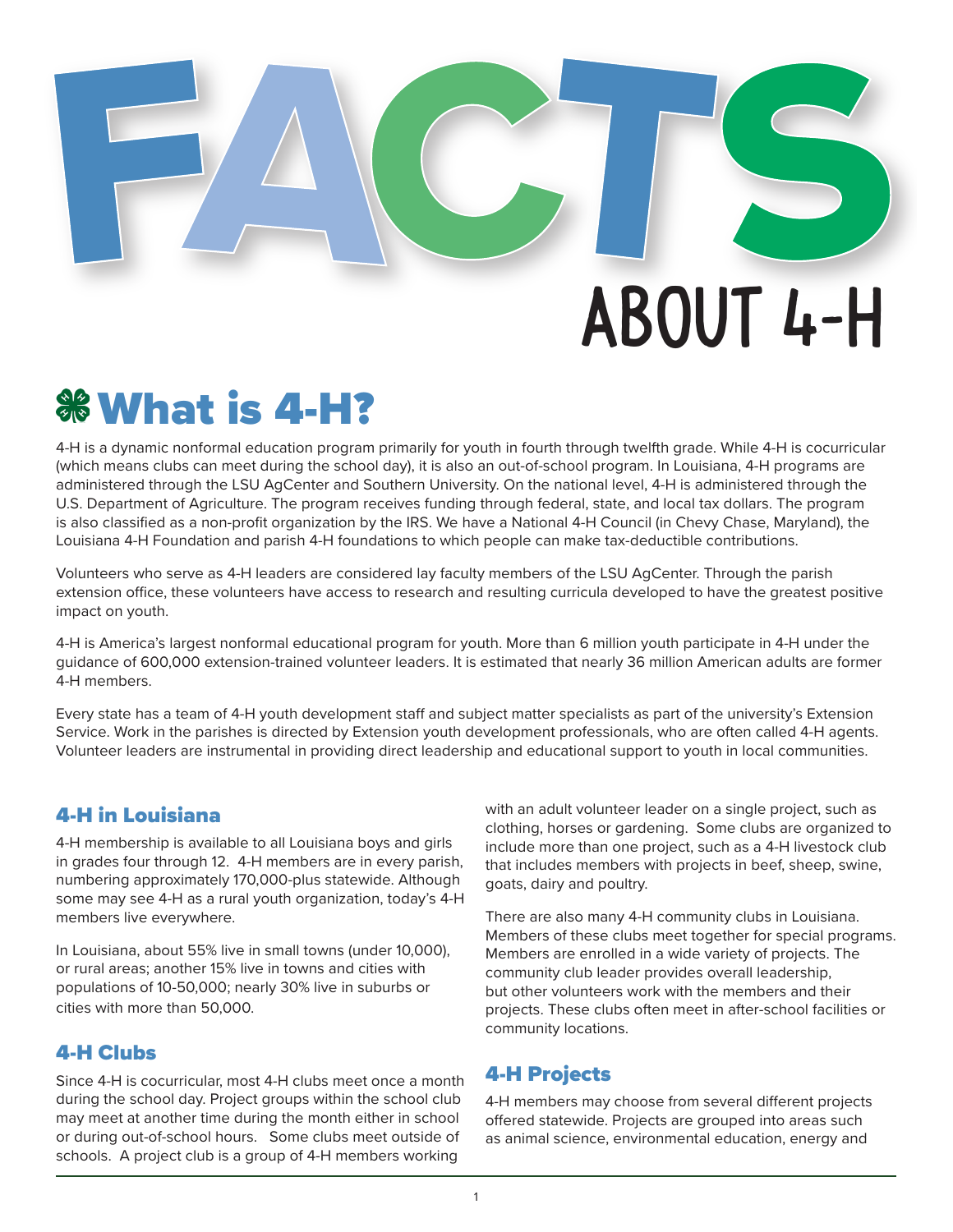# FACTS ABOUT 4-H

## What is 4-H?

4-H is a dynamic nonformal education program primarily for youth in fourth through twelfth grade. While 4-H is cocurricular (which means clubs can meet during the school day), it is also an out-of-school program. In Louisiana, 4-H programs are administered through the LSU AgCenter and Southern University. On the national level, 4-H is administered through the U.S. Department of Agriculture. The program receives funding through federal, state, and local tax dollars. The program is also classified as a non-profit organization by the IRS. We have a National 4-H Council (in Chevy Chase, Maryland), the Louisiana 4-H Foundation and parish 4-H foundations to which people can make tax-deductible contributions.

Volunteers who serve as 4-H leaders are considered lay faculty members of the LSU AgCenter. Through the parish extension office, these volunteers have access to research and resulting curricula developed to have the greatest positive impact on youth.

4-H is America's largest nonformal educational program for youth. More than 6 million youth participate in 4-H under the guidance of 600,000 extension-trained volunteer leaders. It is estimated that nearly 36 million American adults are former 4-H members.

Every state has a team of 4-H youth development staff and subject matter specialists as part of the university's Extension Service. Work in the parishes is directed by Extension youth development professionals, who are often called 4-H agents. Volunteer leaders are instrumental in providing direct leadership and educational support to youth in local communities.

### 4-H in Louisiana

4-H membership is available to all Louisiana boys and girls in grades four through 12. 4-H members are in every parish, numbering approximately 170,000-plus statewide. Although some may see 4-H as a rural youth organization, today's 4-H members live everywhere.

In Louisiana, about 55% live in small towns (under 10,000), or rural areas; another 15% live in towns and cities with populations of 10-50,000; nearly 30% live in suburbs or cities with more than 50,000.

### 4-H Clubs

Since 4-H is cocurricular, most 4-H clubs meet once a month during the school day. Project groups within the school club may meet at another time during the month either in school or during out-of-school hours. Some clubs meet outside of schools. A project club is a group of 4-H members working with an adult volunteer leader on a single project, such as clothing, horses or gardening. Some clubs are organized to include more than one project, such as a 4-H livestock club that includes members with projects in beef, sheep, swine, goats, dairy and poultry.

There are also many 4-H community clubs in Louisiana. Members of these clubs meet together for special programs. Members are enrolled in a wide variety of projects. The community club leader provides overall leadership, but other volunteers work with the members and their projects. These clubs often meet in after-school facilities or community locations.

### 4-H Projects

4-H members may choose from several different projects offered statewide. Projects are grouped into areas such as animal science, environmental education, energy and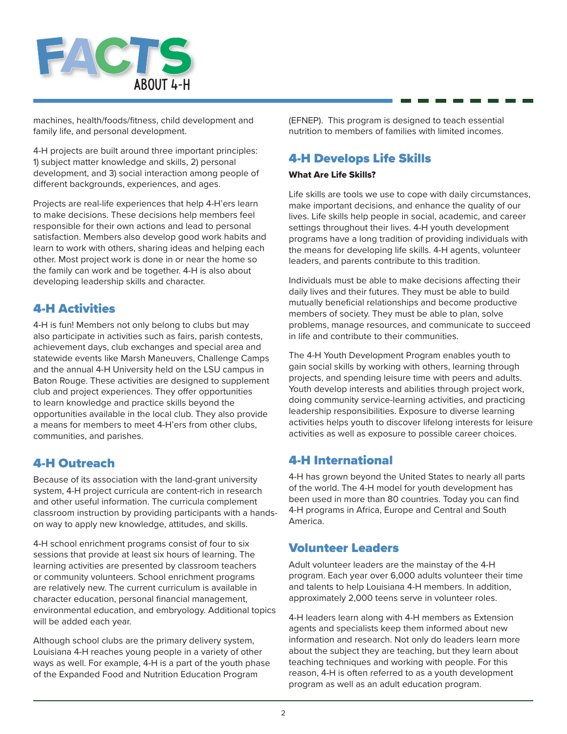machines, health/foods/fitness, child development and family life, and personal development.

4-H projects are built around three important principles: 1) subject matter knowledge and skills, 2) personal development, and 3) social interaction among people of different backgrounds, experiences, and ages.

Projects are real-life experiences that help 4-H'ers learn to make decisions. These decisions help members feel responsible for their own actions and lead to personal satisfaction. Members also develop good work habits and learn to work with others, sharing ideas and helping each other. Most project work is done in or near the home so the family can work and be together. 4-H is also about developing leadership skills and character.

## 4-H Activities

4-H is fun! Members not only belong to clubs but may also participate in activities such as fairs, parish contests, achievement days, club exchanges and special area and statewide events like Marsh Maneuvers, Challenge Camps and the annual 4-H University held on the LSU campus in Baton Rouge. These activities are designed to supplement club and project experiences. They offer opportunities to learn knowledge and practice skills beyond the opportunities available in the local club. They also provide a means for members to meet 4-H'ers from other clubs, communities, and parishes.

## 4-H Outreach

Because of its association with the land-grant university system, 4-H project curricula are content-rich in research and other useful information. The curricula complement classroom instruction by providing participants with a hands-on way to apply new knowledge, attitudes, and skills.

4-H school enrichment programs consist of four to six sessions that provide at least six hours of learning. The learning activities are presented by classroom teachers or community volunteers. School enrichment programs are relatively new. The current curriculum is available in character education, personal financial management, environmental education, and embryology. Additional topics will be added each year.

Although school clubs are the primary delivery system, Louisiana 4-H reaches young people in a variety of other ways as well. For example, 4-H is a part of the youth phase of the Expanded Food and Nutrition Education Program (EFNEP). This program is designed to teach essential nutrition to members of families with limited incomes.

## 4-H Develops Life Skills

**What Are Life Skills?**

Life skills are tools we use to cope with daily circumstances, make important decisions, and enhance the quality of our lives. Life skills help people in social, academic, and career settings throughout their lives. 4-H youth development programs have a long tradition of providing individuals with the means for developing life skills. 4-H agents, volunteer leaders, and parents contribute to this tradition.

Individuals must be able to make decisions affecting their daily lives and their futures. They must be able to build mutually beneficial relationships and become productive members of society. They must be able to plan, solve problems, manage resources, and communicate to succeed in life and contribute to their communities.

The 4-H Youth Development Program enables youth to gain social skills by working with others, learning through projects, and spending leisure time with peers and adults. Youth develop interests and abilities through project work, doing community service-learning activities, and practicing leadership responsibilities. Exposure to diverse learning activities helps youth to discover lifelong interests for leisure activities as well as exposure to possible career choices.

## 4-H International

4-H has grown beyond the United States to nearly all parts of the world. The 4-H model for youth development has been used in more than 80 countries. Today you can find 4-H programs in Africa, Europe and Central and South America.

## Volunteer Leaders

Adult volunteer leaders are the mainstay of the 4-H program. Each year over 6,000 adults volunteer their time and talents to help Louisiana 4-H members. In addition, approximately 2,000 teens serve in volunteer roles.

4-H leaders learn along with 4-H members as Extension agents and specialists keep them informed about new information and research. Not only do leaders learn more about the subject they are teaching, but they learn about teaching techniques and working with people. For this reason, 4-H is often referred to as a youth development program as well as an adult education program.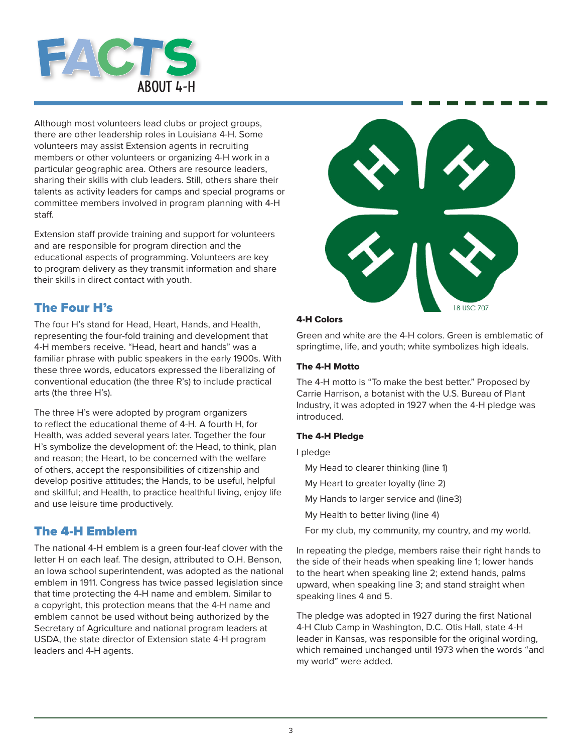# FACTS ABOUT 4-H

Although most volunteers lead clubs or project groups, there are other leadership roles in Louisiana 4-H. Some volunteers may assist Extension agents in recruiting members or other volunteers or organizing 4-H work in a particular geographic area. Others are resource leaders, sharing their skills with club leaders. Still, others share their talents as activity leaders for camps and special programs or committee members involved in program planning with 4-H staff.

Extension staff provide training and support for volunteers and are responsible for program direction and the educational aspects of programming. Volunteers are key to program delivery as they transmit information and share their skills in direct contact with youth.

## The Four H's

The four H's stand for Head, Heart, Hands, and Health, representing the four-fold training and development that 4-H members receive. "Head, heart and hands" was a familiar phrase with public speakers in the early 1900s. With these three words, educators expressed the liberalizing of conventional education (the three R's) to include practical arts (the three H's).

The three H's were adopted by program organizers to reflect the educational theme of 4-H. A fourth H, for Health, was added several years later. Together the four H's symbolize the development of: the Head, to think, plan and reason; the Heart, to be concerned with the welfare of others, accept the responsibilities of citizenship and develop positive attitudes; the Hands, to be useful, helpful and skillful; and Health, to practice healthful living, enjoy life and use leisure time productively.

## The 4-H Emblem

The national 4-H emblem is a green four-leaf clover with the letter H on each leaf. The design, attributed to O.H. Benson, an Iowa school superintendent, was adopted as the national emblem in 1911. Congress has twice passed legislation since that time protecting the 4-H name and emblem. Similar to a copyright, this protection means that the 4-H name and emblem cannot be used without being authorized by the Secretary of Agriculture and national program leaders at USDA, the state director of Extension state 4-H program leaders and 4-H agents.

18 USC 707

### 4-H Colors

Green and white are the 4-H colors. Green is emblematic of springtime, life, and youth; white symbolizes high ideals.

### The 4-H Motto

The 4-H motto is "To make the best better." Proposed by Carrie Harrison, a botanist with the U.S. Bureau of Plant Industry, it was adopted in 1927 when the 4-H pledge was introduced.

### The 4-H Pledge

I pledge

My Head to clearer thinking (line 1)

My Heart to greater loyalty (line 2)

My Hands to larger service and (line3)

My Health to better living (line 4)

For my club, my community, my country, and my world.

In repeating the pledge, members raise their right hands to the side of their heads when speaking line 1; lower hands to the heart when speaking line 2; extend hands, palms upward, when speaking line 3; and stand straight when speaking lines 4 and 5.

The pledge was adopted in 1927 during the first National 4-H Club Camp in Washington, D.C. Otis Hall, state 4-H leader in Kansas, was responsible for the original wording, which remained unchanged until 1973 when the words "and my world" were added.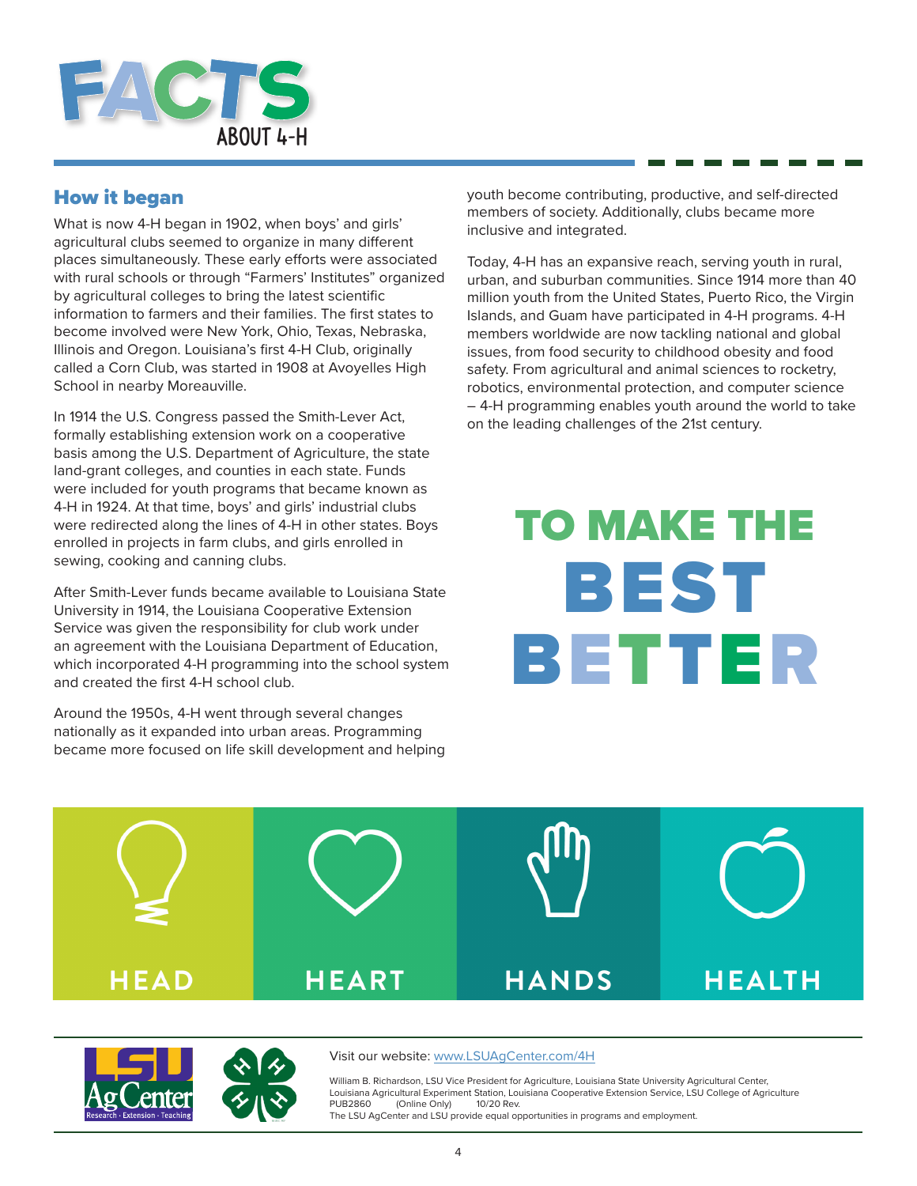# FACTS ABOUT 4-H

## How it began

What is now 4-H began in 1902, when boys' and girls' agricultural clubs seemed to organize in many different places simultaneously. These early efforts were associated with rural schools or through "Farmers' Institutes" organized by agricultural colleges to bring the latest scientific information to farmers and their families. The first states to become involved were New York, Ohio, Texas, Nebraska, Illinois and Oregon. Louisiana's first 4-H Club, originally called a Corn Club, was started in 1908 at Avoyelles High School in nearby Moreauville.

In 1914 the U.S. Congress passed the Smith-Lever Act, formally establishing extension work on a cooperative basis among the U.S. Department of Agriculture, the state land-grant colleges, and counties in each state. Funds were included for youth programs that became known as 4-H in 1924. At that time, boys' and girls' industrial clubs were redirected along the lines of 4-H in other states. Boys enrolled in projects in farm clubs, and girls enrolled in sewing, cooking and canning clubs.

After Smith-Lever funds became available to Louisiana State University in 1914, the Louisiana Cooperative Extension Service was given the responsibility for club work under an agreement with the Louisiana Department of Education, which incorporated 4-H programming into the school system and created the first 4-H school club.

Around the 1950s, 4-H went through several changes nationally as it expanded into urban areas. Programming became more focused on life skill development and helping youth become contributing, productive, and self-directed members of society. Additionally, clubs became more inclusive and integrated.

Today, 4-H has an expansive reach, serving youth in rural, urban, and suburban communities. Since 1914 more than 40 million youth from the United States, Puerto Rico, the Virgin Islands, and Guam have participated in 4-H programs. 4-H members worldwide are now tackling national and global issues, from food security to childhood obesity and food safety. From agricultural and animal sciences to rocketry, robotics, environmental protection, and computer science – 4-H programming enables youth around the world to take on the leading challenges of the 21st century.

**TO MAKE THE BEST BETTER**

HEAD | HEART | HANDS | HEALTH

Visit our website: www.LSUAgCenter.com/4H

William B. Richardson, LSU Vice President for Agriculture, Louisiana State University Agricultural Center,
Louisiana Agricultural Experiment Station, Louisiana Cooperative Extension Service, LSU College of Agriculture
PUB2860 (Online Only) 10/20 Rev.
The LSU AgCenter and LSU provide equal opportunities in programs and employment.